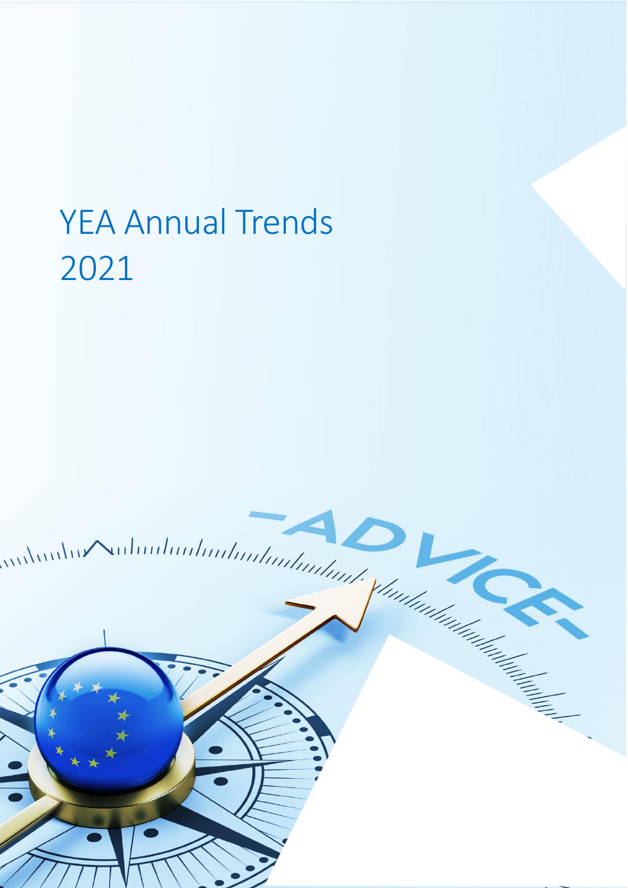# YEA Annual Trends 2021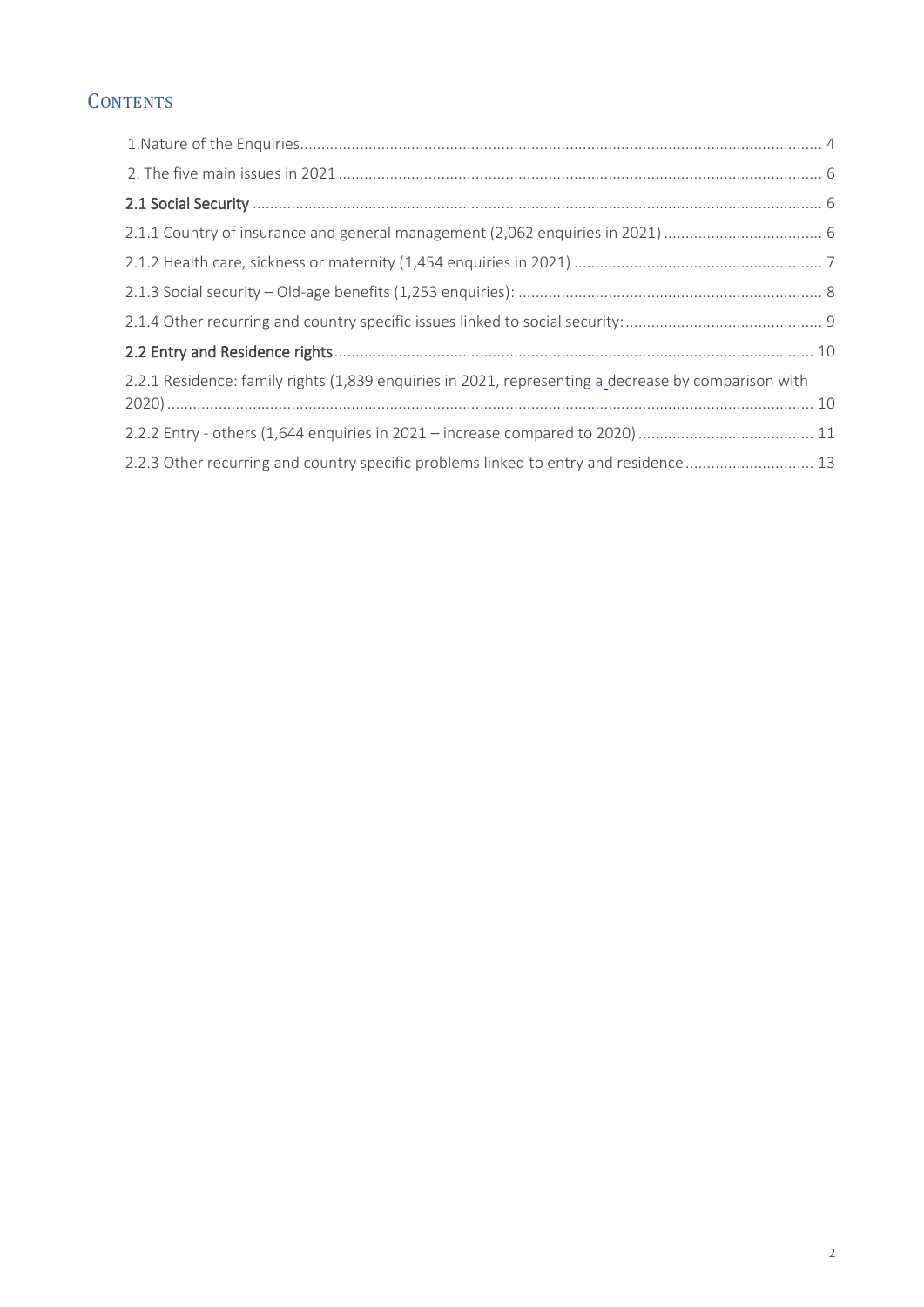## Contents

1.Nature of the Enquiries ..... 4

2. The five main issues in 2021 ..... 6

**2.1 Social Security** ..... 6

2.1.1 Country of insurance and general management (2,062 enquiries in 2021) ..... 6

2.1.2 Health care, sickness or maternity (1,454 enquiries in 2021) ..... 7

2.1.3 Social security – Old-age benefits (1,253 enquiries): ..... 8

2.1.4 Other recurring and country specific issues linked to social security: ..... 9

**2.2 Entry and Residence rights** ..... 10

2.2.1 Residence: family rights (1,839 enquiries in 2021, representing a decrease by comparison with 2020) ..... 10

2.2.2 Entry - others (1,644 enquiries in 2021 – increase compared to 2020) ..... 11

2.2.3 Other recurring and country specific problems linked to entry and residence ..... 13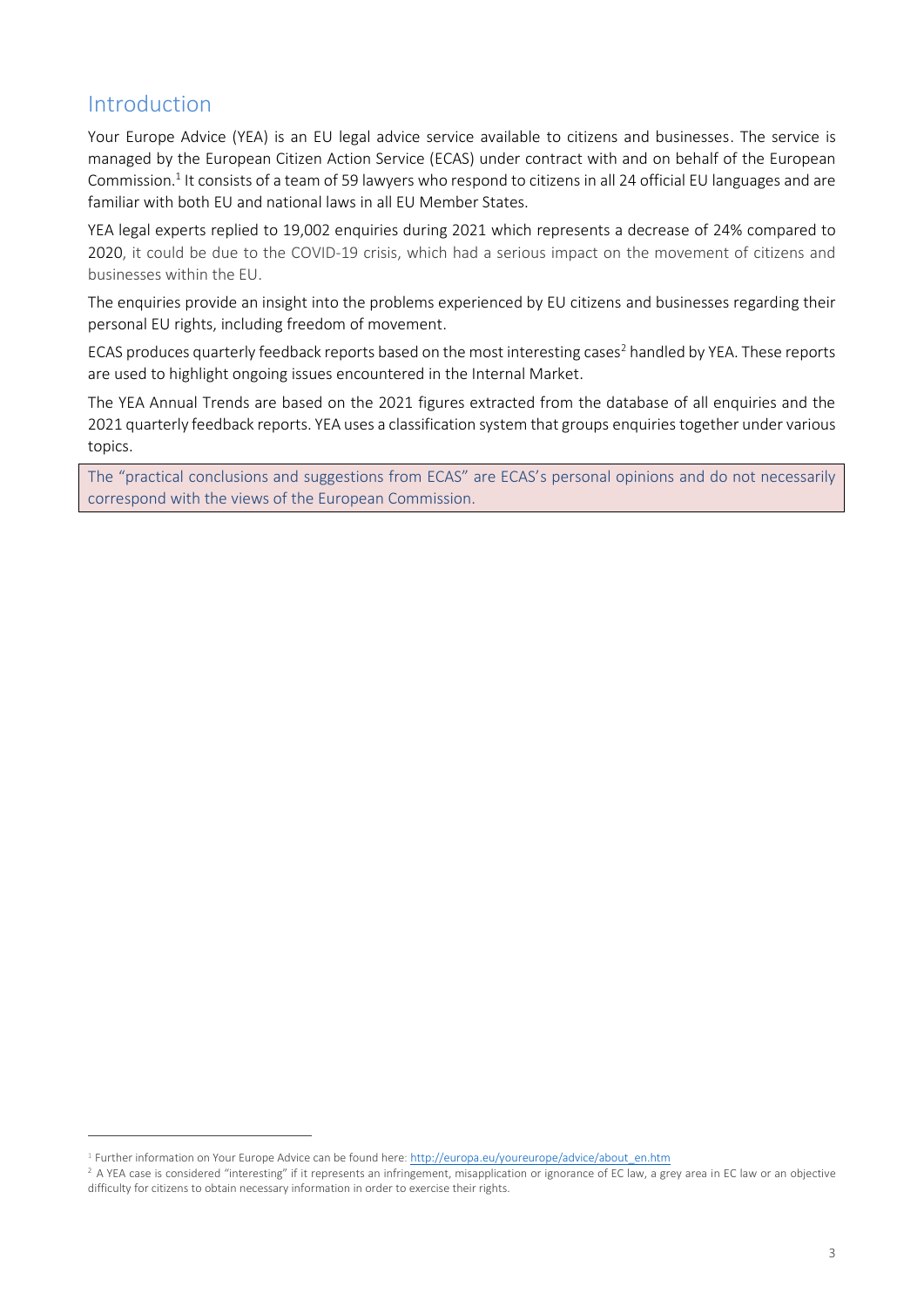## Introduction

Your Europe Advice (YEA) is an EU legal advice service available to citizens and businesses. The service is managed by the European Citizen Action Service (ECAS) under contract with and on behalf of the European Commission.[1] It consists of a team of 59 lawyers who respond to citizens in all 24 official EU languages and are familiar with both EU and national laws in all EU Member States.

YEA legal experts replied to 19,002 enquiries during 2021 which represents a decrease of 24% compared to 2020, it could be due to the COVID-19 crisis, which had a serious impact on the movement of citizens and businesses within the EU.

The enquiries provide an insight into the problems experienced by EU citizens and businesses regarding their personal EU rights, including freedom of movement.

ECAS produces quarterly feedback reports based on the most interesting cases[2] handled by YEA. These reports are used to highlight ongoing issues encountered in the Internal Market.

The YEA Annual Trends are based on the 2021 figures extracted from the database of all enquiries and the 2021 quarterly feedback reports. YEA uses a classification system that groups enquiries together under various topics.

> The "practical conclusions and suggestions from ECAS" are ECAS's personal opinions and do not necessarily correspond with the views of the European Commission.

---

[1] Further information on Your Europe Advice can be found here: http://europa.eu/youreurope/advice/about_en.htm

[2] A YEA case is considered "interesting" if it represents an infringement, misapplication or ignorance of EC law, a grey area in EC law or an objective difficulty for citizens to obtain necessary information in order to exercise their rights.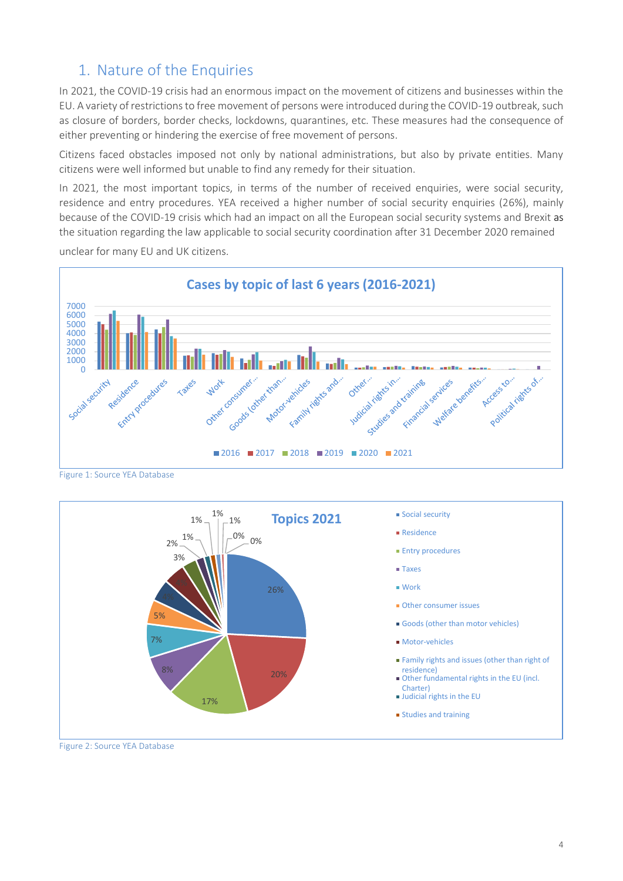## 1. Nature of the Enquiries

In 2021, the COVID-19 crisis had an enormous impact on the movement of citizens and businesses within the EU. A variety of restrictions to free movement of persons were introduced during the COVID-19 outbreak, such as closure of borders, border checks, lockdowns, quarantines, etc. These measures had the consequence of either preventing or hindering the exercise of free movement of persons.

Citizens faced obstacles imposed not only by national administrations, but also by private entities. Many citizens were well informed but unable to find any remedy for their situation.

In 2021, the most important topics, in terms of the number of received enquiries, were social security, residence and entry procedures. YEA received a higher number of social security enquiries (26%), mainly because of the COVID-19 crisis which had an impact on all the European social security systems and Brexit as the situation regarding the law applicable to social security coordination after 31 December 2020 remained unclear for many EU and UK citizens.

Figure 1: Source YEA Database

Figure 2: Source YEA Database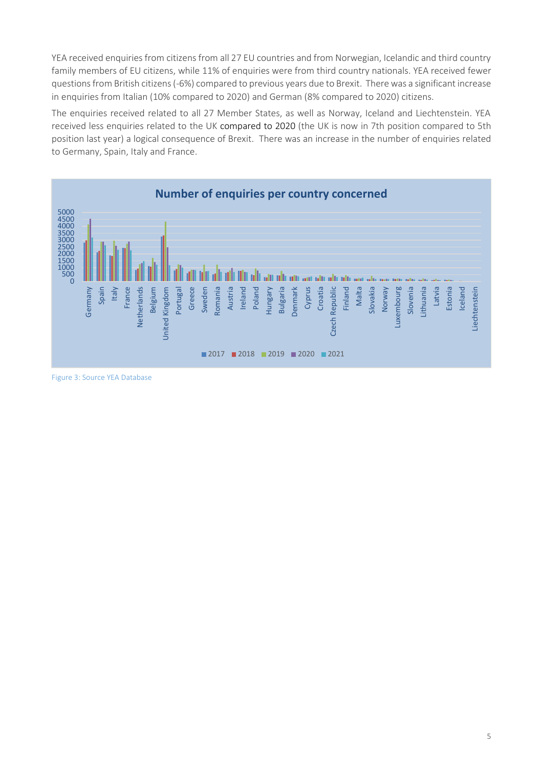YEA received enquiries from citizens from all 27 EU countries and from Norwegian, Icelandic and third country family members of EU citizens, while 11% of enquiries were from third country nationals. YEA received fewer questions from British citizens (-6%) compared to previous years due to Brexit. There was a significant increase in enquiries from Italian (10% compared to 2020) and German (8% compared to 2020) citizens.

The enquiries received related to all 27 Member States, as well as Norway, Iceland and Liechtenstein. YEA received less enquiries related to the UK compared to 2020 (the UK is now in 7th position compared to 5th position last year) a logical consequence of Brexit. There was an increase in the number of enquiries related to Germany, Spain, Italy and France.

**Number of enquiries per country concerned**

[Chart: Number of enquiries per country concerned, 2017–2021, for Germany, Spain, Italy, France, Netherlands, Belgium, United Kingdom, Portugal, Greece, Sweden, Romania, Austria, Ireland, Poland, Hungary, Bulgaria, Denmark, Cyprus, Croatia, Czech Republic, Finland, Malta, Slovakia, Norway, Luxembourg, Slovenia, Lithuania, Latvia, Estonia, Iceland, Liechtenstein]

Figure 3: Source YEA Database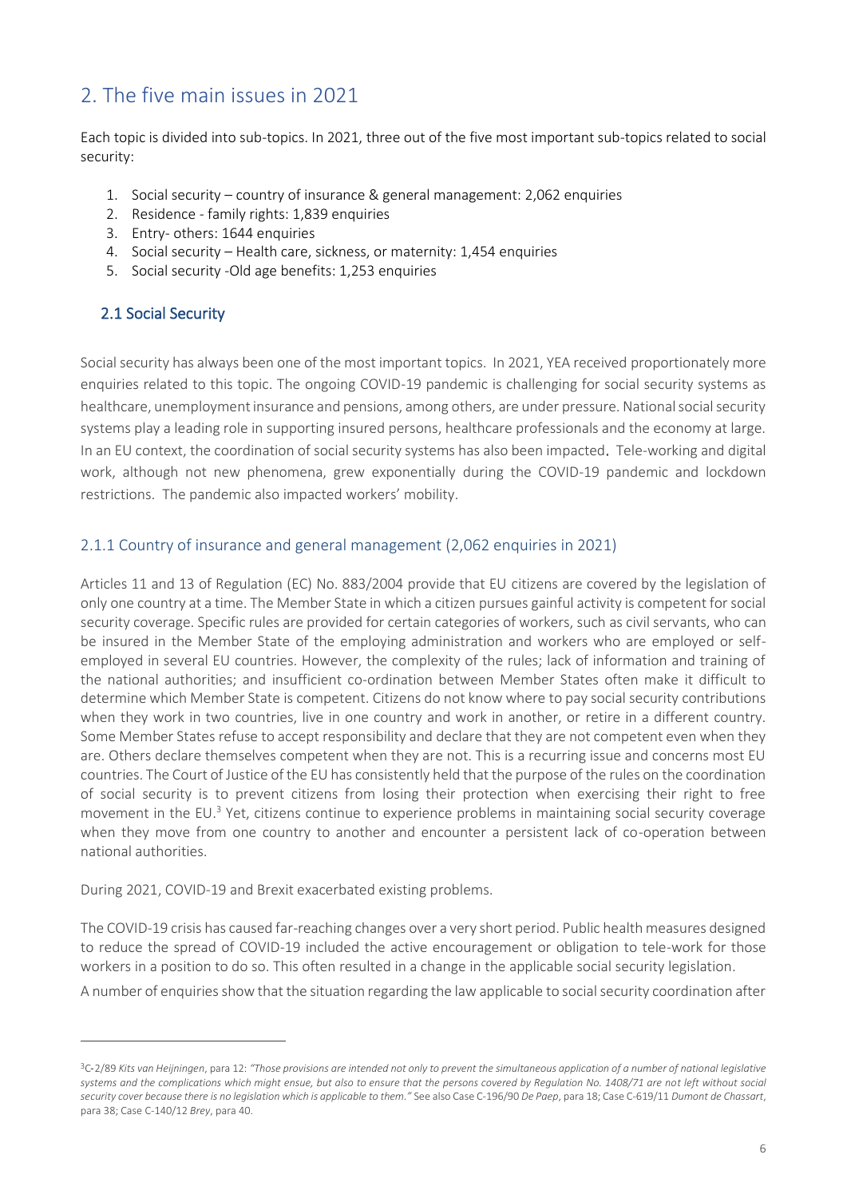## 2. The five main issues in 2021

Each topic is divided into sub-topics. In 2021, three out of the five most important sub-topics related to social security:

1. Social security – country of insurance & general management: 2,062 enquiries
2. Residence - family rights: 1,839 enquiries
3. Entry- others: 1644 enquiries
4. Social security – Health care, sickness, or maternity: 1,454 enquiries
5. Social security -Old age benefits: 1,253 enquiries

### 2.1 Social Security

Social security has always been one of the most important topics. In 2021, YEA received proportionately more enquiries related to this topic. The ongoing COVID-19 pandemic is challenging for social security systems as healthcare, unemployment insurance and pensions, among others, are under pressure. National social security systems play a leading role in supporting insured persons, healthcare professionals and the economy at large. In an EU context, the coordination of social security systems has also been impacted. Tele-working and digital work, although not new phenomena, grew exponentially during the COVID-19 pandemic and lockdown restrictions. The pandemic also impacted workers' mobility.

#### 2.1.1 Country of insurance and general management (2,062 enquiries in 2021)

Articles 11 and 13 of Regulation (EC) No. 883/2004 provide that EU citizens are covered by the legislation of only one country at a time. The Member State in which a citizen pursues gainful activity is competent for social security coverage. Specific rules are provided for certain categories of workers, such as civil servants, who can be insured in the Member State of the employing administration and workers who are employed or self-employed in several EU countries. However, the complexity of the rules; lack of information and training of the national authorities; and insufficient co-ordination between Member States often make it difficult to determine which Member State is competent. Citizens do not know where to pay social security contributions when they work in two countries, live in one country and work in another, or retire in a different country. Some Member States refuse to accept responsibility and declare that they are not competent even when they are. Others declare themselves competent when they are not. This is a recurring issue and concerns most EU countries. The Court of Justice of the EU has consistently held that the purpose of the rules on the coordination of social security is to prevent citizens from losing their protection when exercising their right to free movement in the EU.[3] Yet, citizens continue to experience problems in maintaining social security coverage when they move from one country to another and encounter a persistent lack of co-operation between national authorities.

During 2021, COVID-19 and Brexit exacerbated existing problems.

The COVID-19 crisis has caused far-reaching changes over a very short period. Public health measures designed to reduce the spread of COVID-19 included the active encouragement or obligation to tele-work for those workers in a position to do so. This often resulted in a change in the applicable social security legislation.

A number of enquiries show that the situation regarding the law applicable to social security coordination after

---

[3] C-2/89 *Kits van Heijningen*, para 12: *"Those provisions are intended not only to prevent the simultaneous application of a number of national legislative systems and the complications which might ensue, but also to ensure that the persons covered by Regulation No. 1408/71 are not left without social security cover because there is no legislation which is applicable to them."* See also Case C-196/90 *De Paep*, para 18; Case C-619/11 *Dumont de Chassart*, para 38; Case C-140/12 *Brey*, para 40.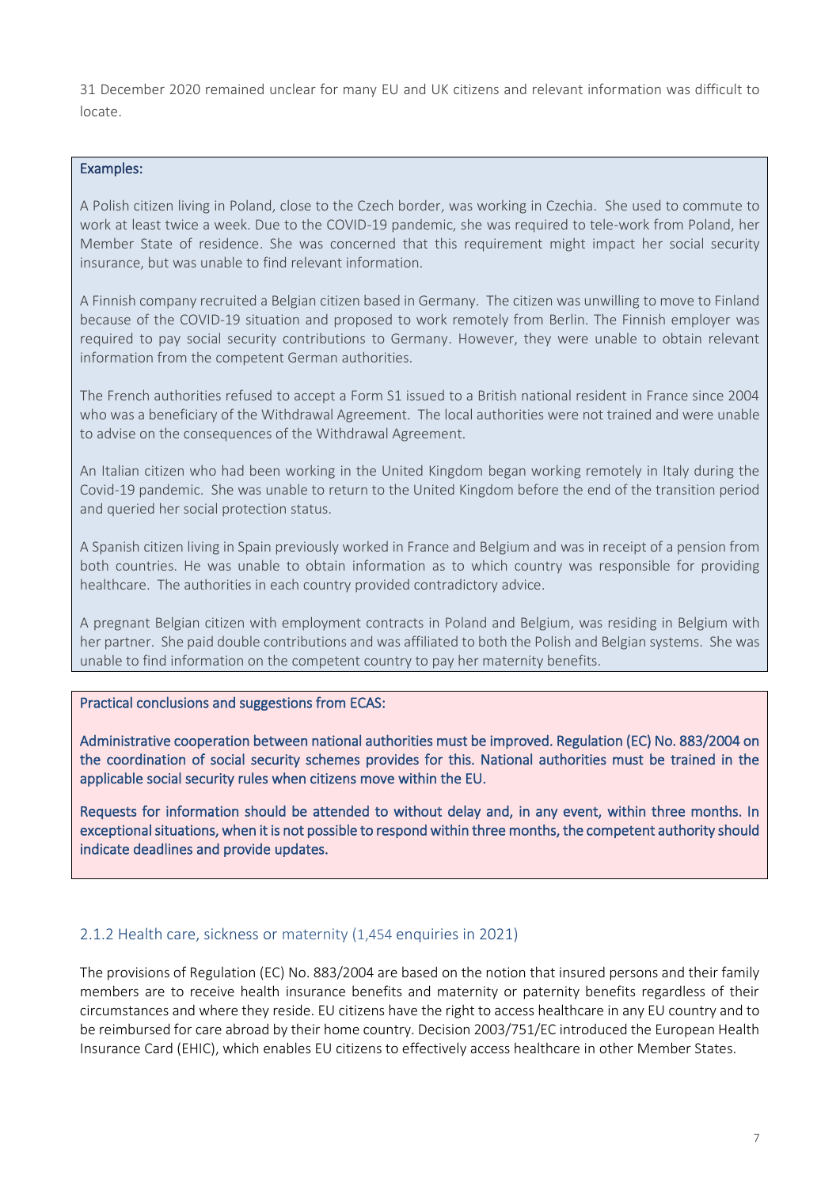31 December 2020 remained unclear for many EU and UK citizens and relevant information was difficult to locate.

**Examples:**

A Polish citizen living in Poland, close to the Czech border, was working in Czechia. She used to commute to work at least twice a week. Due to the COVID-19 pandemic, she was required to tele-work from Poland, her Member State of residence. She was concerned that this requirement might impact her social security insurance, but was unable to find relevant information.

A Finnish company recruited a Belgian citizen based in Germany. The citizen was unwilling to move to Finland because of the COVID-19 situation and proposed to work remotely from Berlin. The Finnish employer was required to pay social security contributions to Germany. However, they were unable to obtain relevant information from the competent German authorities.

The French authorities refused to accept a Form S1 issued to a British national resident in France since 2004 who was a beneficiary of the Withdrawal Agreement. The local authorities were not trained and were unable to advise on the consequences of the Withdrawal Agreement.

An Italian citizen who had been working in the United Kingdom began working remotely in Italy during the Covid-19 pandemic. She was unable to return to the United Kingdom before the end of the transition period and queried her social protection status.

A Spanish citizen living in Spain previously worked in France and Belgium and was in receipt of a pension from both countries. He was unable to obtain information as to which country was responsible for providing healthcare. The authorities in each country provided contradictory advice.

A pregnant Belgian citizen with employment contracts in Poland and Belgium, was residing in Belgium with her partner. She paid double contributions and was affiliated to both the Polish and Belgian systems. She was unable to find information on the competent country to pay her maternity benefits.

**Practical conclusions and suggestions from ECAS:**

Administrative cooperation between national authorities must be improved. Regulation (EC) No. 883/2004 on the coordination of social security schemes provides for this. National authorities must be trained in the applicable social security rules when citizens move within the EU.

Requests for information should be attended to without delay and, in any event, within three months. In exceptional situations, when it is not possible to respond within three months, the competent authority should indicate deadlines and provide updates.

### 2.1.2 Health care, sickness or maternity (1,454 enquiries in 2021)

The provisions of Regulation (EC) No. 883/2004 are based on the notion that insured persons and their family members are to receive health insurance benefits and maternity or paternity benefits regardless of their circumstances and where they reside. EU citizens have the right to access healthcare in any EU country and to be reimbursed for care abroad by their home country. Decision 2003/751/EC introduced the European Health Insurance Card (EHIC), which enables EU citizens to effectively access healthcare in other Member States.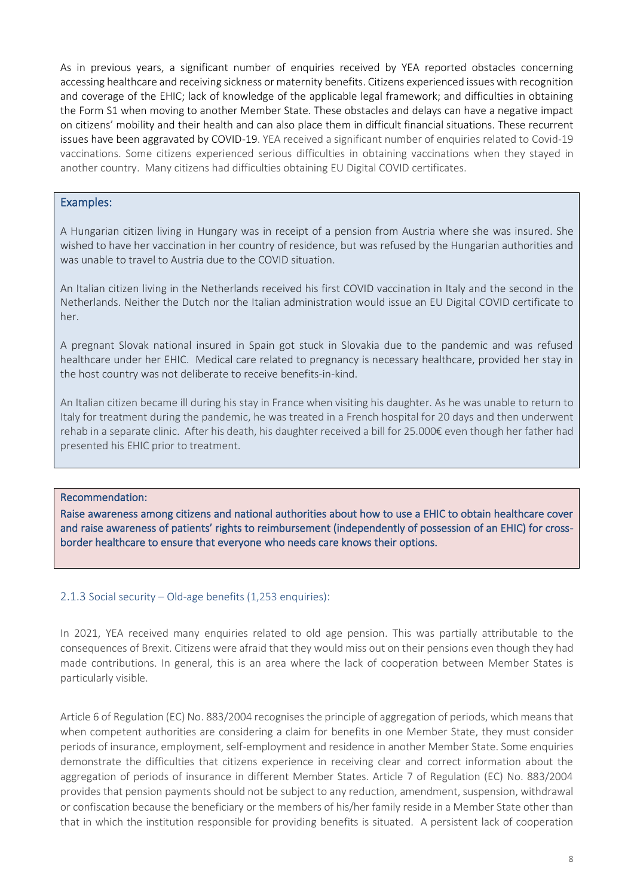As in previous years, a significant number of enquiries received by YEA reported obstacles concerning accessing healthcare and receiving sickness or maternity benefits. Citizens experienced issues with recognition and coverage of the EHIC; lack of knowledge of the applicable legal framework; and difficulties in obtaining the Form S1 when moving to another Member State. These obstacles and delays can have a negative impact on citizens' mobility and their health and can also place them in difficult financial situations. These recurrent issues have been aggravated by COVID-19. YEA received a significant number of enquiries related to Covid-19 vaccinations. Some citizens experienced serious difficulties in obtaining vaccinations when they stayed in another country. Many citizens had difficulties obtaining EU Digital COVID certificates.

**Examples:**

A Hungarian citizen living in Hungary was in receipt of a pension from Austria where she was insured. She wished to have her vaccination in her country of residence, but was refused by the Hungarian authorities and was unable to travel to Austria due to the COVID situation.

An Italian citizen living in the Netherlands received his first COVID vaccination in Italy and the second in the Netherlands. Neither the Dutch nor the Italian administration would issue an EU Digital COVID certificate to her.

A pregnant Slovak national insured in Spain got stuck in Slovakia due to the pandemic and was refused healthcare under her EHIC. Medical care related to pregnancy is necessary healthcare, provided her stay in the host country was not deliberate to receive benefits-in-kind.

An Italian citizen became ill during his stay in France when visiting his daughter. As he was unable to return to Italy for treatment during the pandemic, he was treated in a French hospital for 20 days and then underwent rehab in a separate clinic. After his death, his daughter received a bill for 25.000€ even though her father had presented his EHIC prior to treatment.

**Recommendation:**

Raise awareness among citizens and national authorities about how to use a EHIC to obtain healthcare cover and raise awareness of patients' rights to reimbursement (independently of possession of an EHIC) for cross-border healthcare to ensure that everyone who needs care knows their options.

### 2.1.3 Social security – Old-age benefits (1,253 enquiries):

In 2021, YEA received many enquiries related to old age pension. This was partially attributable to the consequences of Brexit. Citizens were afraid that they would miss out on their pensions even though they had made contributions. In general, this is an area where the lack of cooperation between Member States is particularly visible.

Article 6 of Regulation (EC) No. 883/2004 recognises the principle of aggregation of periods, which means that when competent authorities are considering a claim for benefits in one Member State, they must consider periods of insurance, employment, self-employment and residence in another Member State. Some enquiries demonstrate the difficulties that citizens experience in receiving clear and correct information about the aggregation of periods of insurance in different Member States. Article 7 of Regulation (EC) No. 883/2004 provides that pension payments should not be subject to any reduction, amendment, suspension, withdrawal or confiscation because the beneficiary or the members of his/her family reside in a Member State other than that in which the institution responsible for providing benefits is situated. A persistent lack of cooperation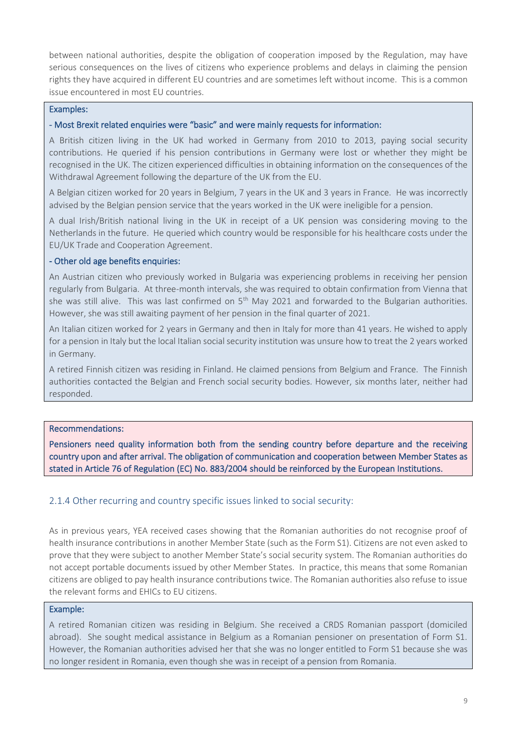between national authorities, despite the obligation of cooperation imposed by the Regulation, may have serious consequences on the lives of citizens who experience problems and delays in claiming the pension rights they have acquired in different EU countries and are sometimes left without income. This is a common issue encountered in most EU countries.

**Examples:**

**- Most Brexit related enquiries were "basic" and were mainly requests for information:**

A British citizen living in the UK had worked in Germany from 2010 to 2013, paying social security contributions. He queried if his pension contributions in Germany were lost or whether they might be recognised in the UK. The citizen experienced difficulties in obtaining information on the consequences of the Withdrawal Agreement following the departure of the UK from the EU.

A Belgian citizen worked for 20 years in Belgium, 7 years in the UK and 3 years in France. He was incorrectly advised by the Belgian pension service that the years worked in the UK were ineligible for a pension.

A dual Irish/British national living in the UK in receipt of a UK pension was considering moving to the Netherlands in the future. He queried which country would be responsible for his healthcare costs under the EU/UK Trade and Cooperation Agreement.

**- Other old age benefits enquiries:**

An Austrian citizen who previously worked in Bulgaria was experiencing problems in receiving her pension regularly from Bulgaria. At three-month intervals, she was required to obtain confirmation from Vienna that she was still alive. This was last confirmed on 5th May 2021 and forwarded to the Bulgarian authorities. However, she was still awaiting payment of her pension in the final quarter of 2021.

An Italian citizen worked for 2 years in Germany and then in Italy for more than 41 years. He wished to apply for a pension in Italy but the local Italian social security institution was unsure how to treat the 2 years worked in Germany.

A retired Finnish citizen was residing in Finland. He claimed pensions from Belgium and France. The Finnish authorities contacted the Belgian and French social security bodies. However, six months later, neither had responded.

**Recommendations:**

**Pensioners need quality information both from the sending country before departure and the receiving country upon and after arrival. The obligation of communication and cooperation between Member States as stated in Article 76 of Regulation (EC) No. 883/2004 should be reinforced by the European Institutions.**

### 2.1.4 Other recurring and country specific issues linked to social security:

As in previous years, YEA received cases showing that the Romanian authorities do not recognise proof of health insurance contributions in another Member State (such as the Form S1). Citizens are not even asked to prove that they were subject to another Member State's social security system. The Romanian authorities do not accept portable documents issued by other Member States. In practice, this means that some Romanian citizens are obliged to pay health insurance contributions twice. The Romanian authorities also refuse to issue the relevant forms and EHICs to EU citizens.

**Example:**

A retired Romanian citizen was residing in Belgium. She received a CRDS Romanian passport (domiciled abroad). She sought medical assistance in Belgium as a Romanian pensioner on presentation of Form S1. However, the Romanian authorities advised her that she was no longer entitled to Form S1 because she was no longer resident in Romania, even though she was in receipt of a pension from Romania.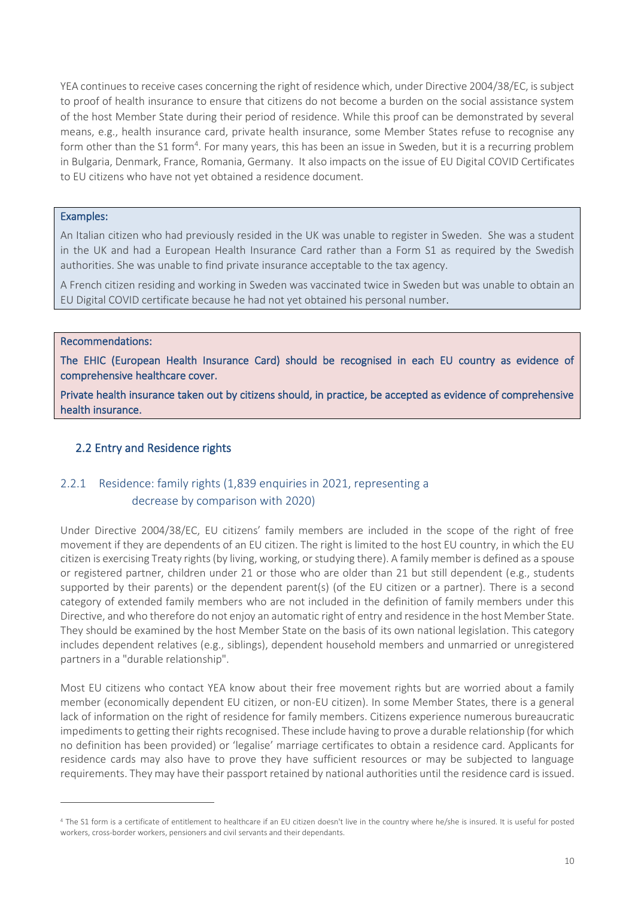YEA continues to receive cases concerning the right of residence which, under Directive 2004/38/EC, is subject to proof of health insurance to ensure that citizens do not become a burden on the social assistance system of the host Member State during their period of residence. While this proof can be demonstrated by several means, e.g., health insurance card, private health insurance, some Member States refuse to recognise any form other than the S1 form[4]. For many years, this has been an issue in Sweden, but it is a recurring problem in Bulgaria, Denmark, France, Romania, Germany. It also impacts on the issue of EU Digital COVID Certificates to EU citizens who have not yet obtained a residence document.

**Examples:**

An Italian citizen who had previously resided in the UK was unable to register in Sweden. She was a student in the UK and had a European Health Insurance Card rather than a Form S1 as required by the Swedish authorities. She was unable to find private insurance acceptable to the tax agency.

A French citizen residing and working in Sweden was vaccinated twice in Sweden but was unable to obtain an EU Digital COVID certificate because he had not yet obtained his personal number.

**Recommendations:**

The EHIC (European Health Insurance Card) should be recognised in each EU country as evidence of comprehensive healthcare cover.

Private health insurance taken out by citizens should, in practice, be accepted as evidence of comprehensive health insurance.

## 2.2 Entry and Residence rights

### 2.2.1 Residence: family rights (1,839 enquiries in 2021, representing a decrease by comparison with 2020)

Under Directive 2004/38/EC, EU citizens' family members are included in the scope of the right of free movement if they are dependents of an EU citizen. The right is limited to the host EU country, in which the EU citizen is exercising Treaty rights (by living, working, or studying there). A family member is defined as a spouse or registered partner, children under 21 or those who are older than 21 but still dependent (e.g., students supported by their parents) or the dependent parent(s) (of the EU citizen or a partner). There is a second category of extended family members who are not included in the definition of family members under this Directive, and who therefore do not enjoy an automatic right of entry and residence in the host Member State. They should be examined by the host Member State on the basis of its own national legislation. This category includes dependent relatives (e.g., siblings), dependent household members and unmarried or unregistered partners in a "durable relationship".

Most EU citizens who contact YEA know about their free movement rights but are worried about a family member (economically dependent EU citizen, or non-EU citizen). In some Member States, there is a general lack of information on the right of residence for family members. Citizens experience numerous bureaucratic impediments to getting their rights recognised. These include having to prove a durable relationship (for which no definition has been provided) or 'legalise' marriage certificates to obtain a residence card. Applicants for residence cards may also have to prove they have sufficient resources or may be subjected to language requirements. They may have their passport retained by national authorities until the residence card is issued.

---

[4] The S1 form is a certificate of entitlement to healthcare if an EU citizen doesn't live in the country where he/she is insured. It is useful for posted workers, cross-border workers, pensioners and civil servants and their dependants.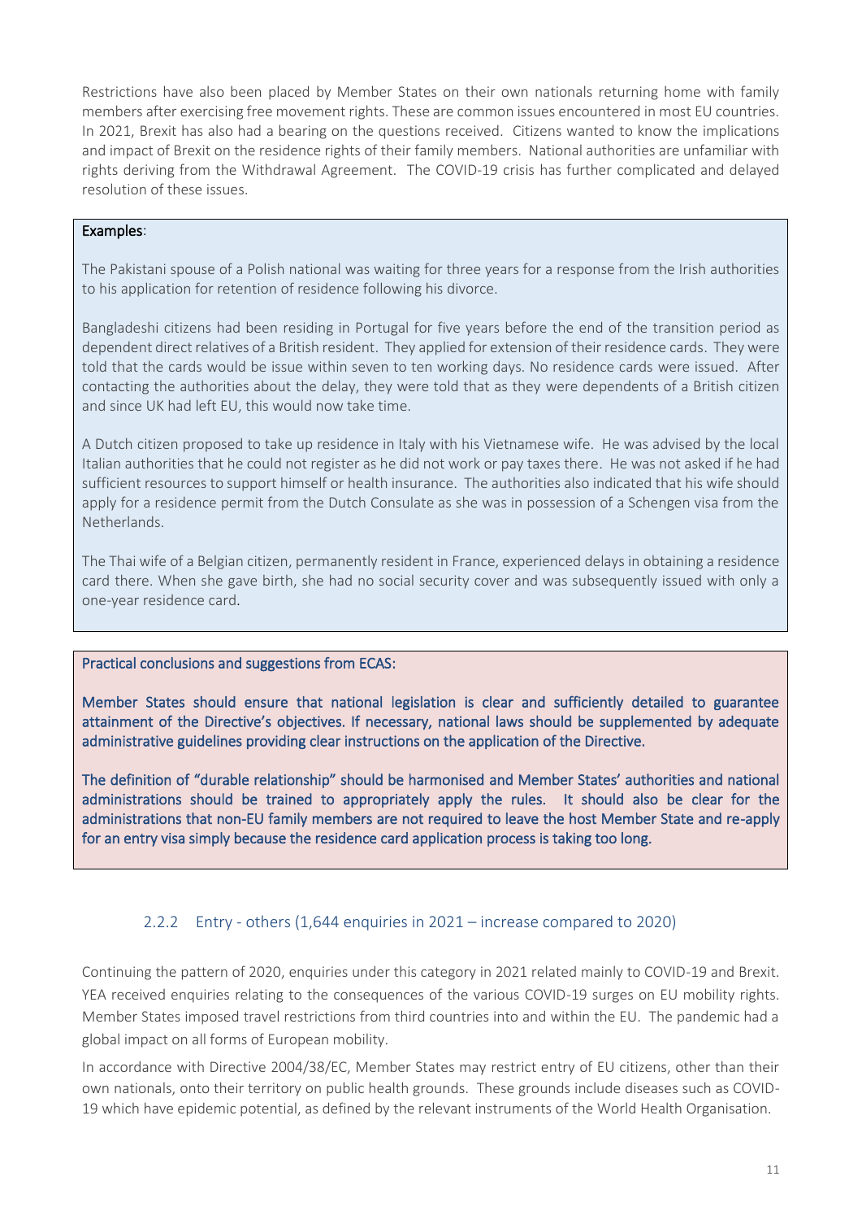Restrictions have also been placed by Member States on their own nationals returning home with family members after exercising free movement rights. These are common issues encountered in most EU countries. In 2021, Brexit has also had a bearing on the questions received. Citizens wanted to know the implications and impact of Brexit on the residence rights of their family members. National authorities are unfamiliar with rights deriving from the Withdrawal Agreement. The COVID-19 crisis has further complicated and delayed resolution of these issues.

**Examples**:

The Pakistani spouse of a Polish national was waiting for three years for a response from the Irish authorities to his application for retention of residence following his divorce.

Bangladeshi citizens had been residing in Portugal for five years before the end of the transition period as dependent direct relatives of a British resident. They applied for extension of their residence cards. They were told that the cards would be issue within seven to ten working days. No residence cards were issued. After contacting the authorities about the delay, they were told that as they were dependents of a British citizen and since UK had left EU, this would now take time.

A Dutch citizen proposed to take up residence in Italy with his Vietnamese wife. He was advised by the local Italian authorities that he could not register as he did not work or pay taxes there. He was not asked if he had sufficient resources to support himself or health insurance. The authorities also indicated that his wife should apply for a residence permit from the Dutch Consulate as she was in possession of a Schengen visa from the Netherlands.

The Thai wife of a Belgian citizen, permanently resident in France, experienced delays in obtaining a residence card there. When she gave birth, she had no social security cover and was subsequently issued with only a one-year residence card.

**Practical conclusions and suggestions from ECAS:**

**Member States should ensure that national legislation is clear and sufficiently detailed to guarantee attainment of the Directive's objectives. If necessary, national laws should be supplemented by adequate administrative guidelines providing clear instructions on the application of the Directive.**

**The definition of "durable relationship" should be harmonised and Member States' authorities and national administrations should be trained to appropriately apply the rules. It should also be clear for the administrations that non-EU family members are not required to leave the host Member State and re-apply for an entry visa simply because the residence card application process is taking too long.**

### 2.2.2 Entry - others (1,644 enquiries in 2021 – increase compared to 2020)

Continuing the pattern of 2020, enquiries under this category in 2021 related mainly to COVID-19 and Brexit. YEA received enquiries relating to the consequences of the various COVID-19 surges on EU mobility rights. Member States imposed travel restrictions from third countries into and within the EU. The pandemic had a global impact on all forms of European mobility.

In accordance with Directive 2004/38/EC, Member States may restrict entry of EU citizens, other than their own nationals, onto their territory on public health grounds. These grounds include diseases such as COVID-19 which have epidemic potential, as defined by the relevant instruments of the World Health Organisation.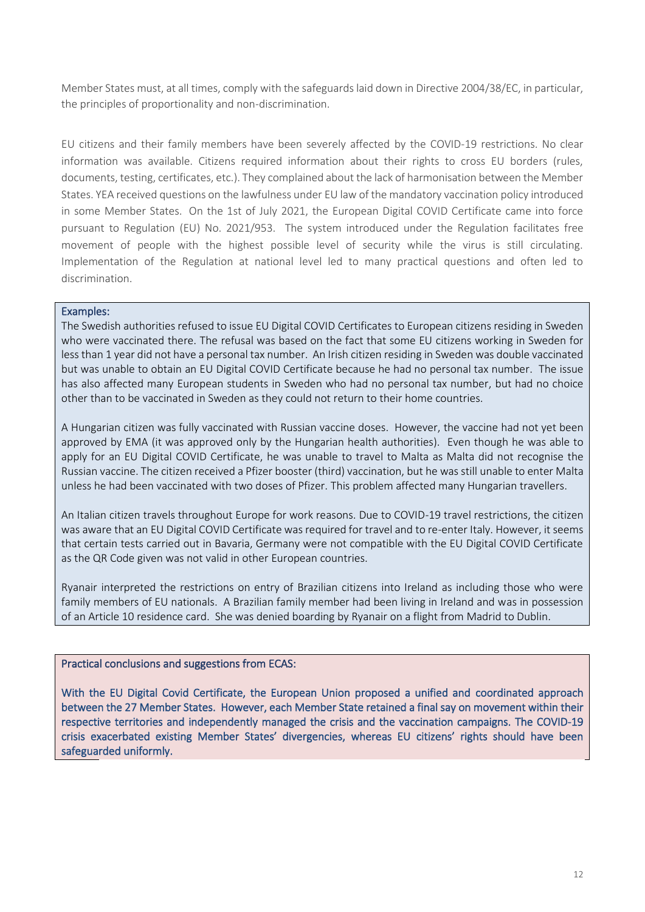Member States must, at all times, comply with the safeguards laid down in Directive 2004/38/EC, in particular, the principles of proportionality and non-discrimination.

EU citizens and their family members have been severely affected by the COVID-19 restrictions. No clear information was available. Citizens required information about their rights to cross EU borders (rules, documents, testing, certificates, etc.). They complained about the lack of harmonisation between the Member States. YEA received questions on the lawfulness under EU law of the mandatory vaccination policy introduced in some Member States. On the 1st of July 2021, the European Digital COVID Certificate came into force pursuant to Regulation (EU) No. 2021/953. The system introduced under the Regulation facilitates free movement of people with the highest possible level of security while the virus is still circulating. Implementation of the Regulation at national level led to many practical questions and often led to discrimination.

Examples:

The Swedish authorities refused to issue EU Digital COVID Certificates to European citizens residing in Sweden who were vaccinated there. The refusal was based on the fact that some EU citizens working in Sweden for less than 1 year did not have a personal tax number. An Irish citizen residing in Sweden was double vaccinated but was unable to obtain an EU Digital COVID Certificate because he had no personal tax number. The issue has also affected many European students in Sweden who had no personal tax number, but had no choice other than to be vaccinated in Sweden as they could not return to their home countries.

A Hungarian citizen was fully vaccinated with Russian vaccine doses. However, the vaccine had not yet been approved by EMA (it was approved only by the Hungarian health authorities). Even though he was able to apply for an EU Digital COVID Certificate, he was unable to travel to Malta as Malta did not recognise the Russian vaccine. The citizen received a Pfizer booster (third) vaccination, but he was still unable to enter Malta unless he had been vaccinated with two doses of Pfizer. This problem affected many Hungarian travellers.

An Italian citizen travels throughout Europe for work reasons. Due to COVID-19 travel restrictions, the citizen was aware that an EU Digital COVID Certificate was required for travel and to re-enter Italy. However, it seems that certain tests carried out in Bavaria, Germany were not compatible with the EU Digital COVID Certificate as the QR Code given was not valid in other European countries.

Ryanair interpreted the restrictions on entry of Brazilian citizens into Ireland as including those who were family members of EU nationals. A Brazilian family member had been living in Ireland and was in possession of an Article 10 residence card. She was denied boarding by Ryanair on a flight from Madrid to Dublin.

Practical conclusions and suggestions from ECAS:

With the EU Digital Covid Certificate, the European Union proposed a unified and coordinated approach between the 27 Member States. However, each Member State retained a final say on movement within their respective territories and independently managed the crisis and the vaccination campaigns. The COVID-19 crisis exacerbated existing Member States' divergencies, whereas EU citizens' rights should have been safeguarded uniformly.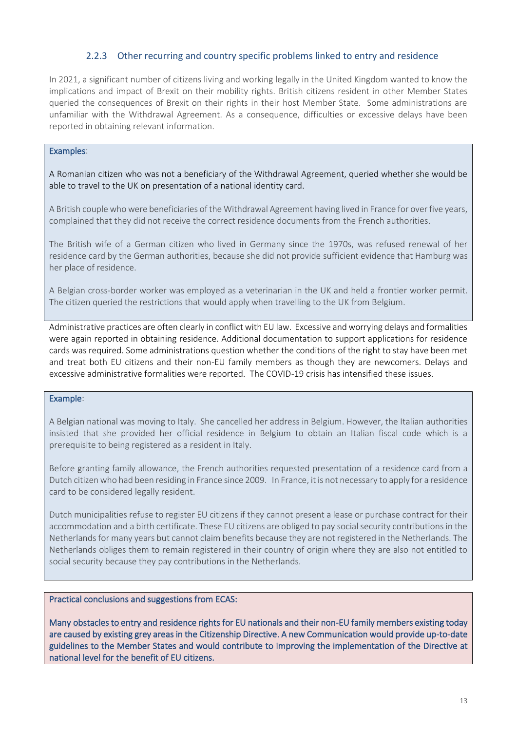### 2.2.3 Other recurring and country specific problems linked to entry and residence

In 2021, a significant number of citizens living and working legally in the United Kingdom wanted to know the implications and impact of Brexit on their mobility rights. British citizens resident in other Member States queried the consequences of Brexit on their rights in their host Member State. Some administrations are unfamiliar with the Withdrawal Agreement. As a consequence, difficulties or excessive delays have been reported in obtaining relevant information.

Examples:

A Romanian citizen who was not a beneficiary of the Withdrawal Agreement, queried whether she would be able to travel to the UK on presentation of a national identity card.

A British couple who were beneficiaries of the Withdrawal Agreement having lived in France for over five years, complained that they did not receive the correct residence documents from the French authorities.

The British wife of a German citizen who lived in Germany since the 1970s, was refused renewal of her residence card by the German authorities, because she did not provide sufficient evidence that Hamburg was her place of residence.

A Belgian cross-border worker was employed as a veterinarian in the UK and held a frontier worker permit. The citizen queried the restrictions that would apply when travelling to the UK from Belgium.

Administrative practices are often clearly in conflict with EU law. Excessive and worrying delays and formalities were again reported in obtaining residence. Additional documentation to support applications for residence cards was required. Some administrations question whether the conditions of the right to stay have been met and treat both EU citizens and their non-EU family members as though they are newcomers. Delays and excessive administrative formalities were reported. The COVID-19 crisis has intensified these issues.

Example:

A Belgian national was moving to Italy. She cancelled her address in Belgium. However, the Italian authorities insisted that she provided her official residence in Belgium to obtain an Italian fiscal code which is a prerequisite to being registered as a resident in Italy.

Before granting family allowance, the French authorities requested presentation of a residence card from a Dutch citizen who had been residing in France since 2009. In France, it is not necessary to apply for a residence card to be considered legally resident.

Dutch municipalities refuse to register EU citizens if they cannot present a lease or purchase contract for their accommodation and a birth certificate. These EU citizens are obliged to pay social security contributions in the Netherlands for many years but cannot claim benefits because they are not registered in the Netherlands. The Netherlands obliges them to remain registered in their country of origin where they are also not entitled to social security because they pay contributions in the Netherlands.

**Practical conclusions and suggestions from ECAS:**

**Many obstacles to entry and residence rights for EU nationals and their non-EU family members existing today are caused by existing grey areas in the Citizenship Directive. A new Communication would provide up-to-date guidelines to the Member States and would contribute to improving the implementation of the Directive at national level for the benefit of EU citizens.**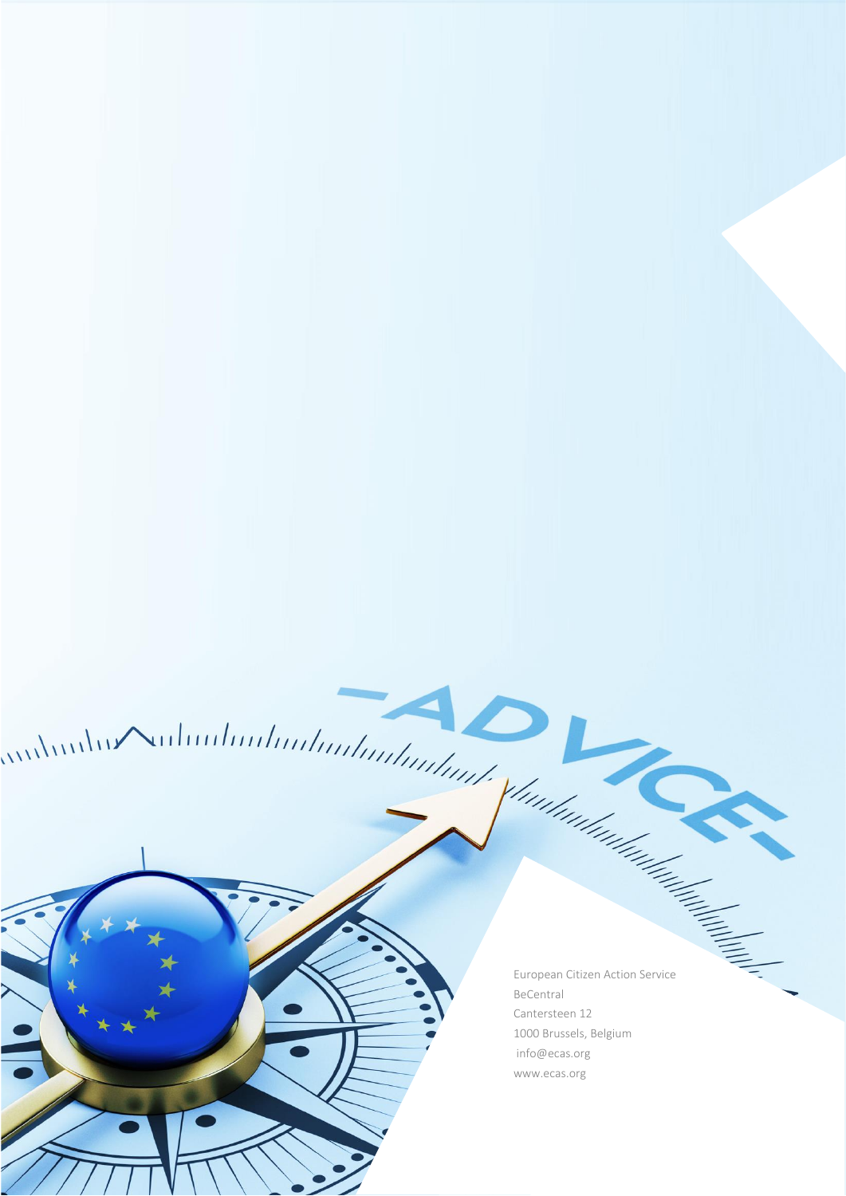European Citizen Action Service
BeCentral
Cantersteen 12
1000 Brussels, Belgium
info@ecas.org
www.ecas.org